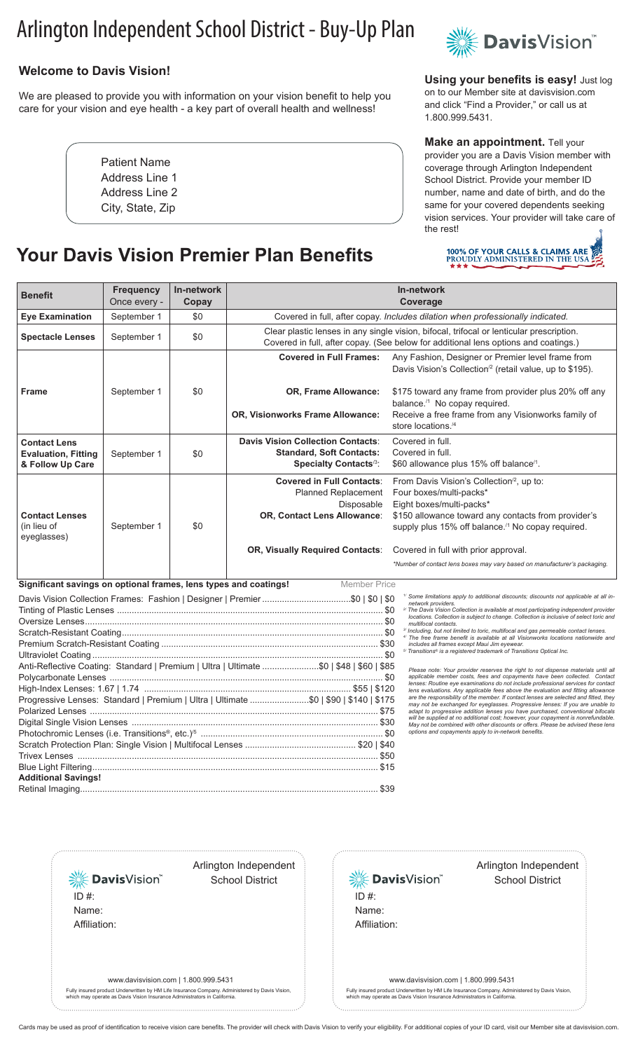# Arlington Independent School District - Buy-Up Plan

DavisVision™

## Welcome to Davis Vision!

We are pleased to provide you with information on your vision benefit to help you care for your vision and eye health - a key part of overall health and wellness!

Patient Name
Address Line 1
Address Line 2
City, State, Zip

**Using your benefits is easy!** Just log on to our Member site at davisvision.com and click "Find a Provider," or call us at 1.800.999.5431.

**Make an appointment.** Tell your provider you are a Davis Vision member with coverage through Arlington Independent School District. Provide your member ID number, name and date of birth, and do the same for your covered dependents seeking vision services. Your provider will take care of the rest!

100% OF YOUR CALLS & CLAIMS ARE PROUDLY ADMINISTERED IN THE USA

## Your Davis Vision Premier Plan Benefits

| Benefit | Frequency Once every - | In-network Copay | In-network Coverage | |
|---|---|---|---|---|
| **Eye Examination** | September 1 | $0 | Covered in full, after copay. *Includes dilation when professionally indicated.* | |
| **Spectacle Lenses** | September 1 | $0 | Clear plastic lenses in any single vision, bifocal, trifocal or lenticular prescription. Covered in full, after copay. (See below for additional lens options and coatings.) | |
| **Frame** | September 1 | $0 | **Covered in Full Frames:** | Any Fashion, Designer or Premier level frame from Davis Vision's Collection[2] (retail value, up to $195). |
| | | | **OR, Frame Allowance:** | $175 toward any frame from provider plus 20% off any balance.[1] No copay required. |
| | | | **OR, Visionworks Frame Allowance:** | Receive a free frame from any Visionworks family of store locations.[4] |
| **Contact Lens Evaluation, Fitting & Follow Up Care** | September 1 | $0 | **Davis Vision Collection Contacts:** | Covered in full. |
| | | | **Standard, Soft Contacts:** | Covered in full. |
| | | | **Specialty Contacts**[3]**:** | $60 allowance plus 15% off balance[1]. |
| **Contact Lenses** (in lieu of eyeglasses) | September 1 | $0 | **Covered in Full Contacts:** | From Davis Vision's Collection[2], up to: |
| | | | Planned Replacement | Four boxes/multi-packs* |
| | | | Disposable | Eight boxes/multi-packs* |
| | | | **OR, Contact Lens Allowance:** | $150 allowance toward any contacts from provider's supply plus 15% off balance.[1] No copay required. |
| | | | **OR, Visually Required Contacts:** | Covered in full with prior approval. |
| | | | | *\*Number of contact lens boxes may vary based on manufacturer's packaging.* |

**Significant savings on optional frames, lens types and coatings!**

| | Member Price |
|---|---|
| Davis Vision Collection Frames: Fashion \| Designer \| Premier | $0 \| $0 \| $0 |
| Tinting of Plastic Lenses | $0 |
| Oversize Lenses | $0 |
| Scratch-Resistant Coating | $0 |
| Premium Scratch-Resistant Coating | $30 |
| Ultraviolet Coating | $0 |
| Anti-Reflective Coating: Standard \| Premium \| Ultra \| Ultimate | $0 \| $48 \| $60 \| $85 |
| Polycarbonate Lenses | $0 |
| High-Index Lenses: 1.67 \| 1.74 | $55 \| $120 |
| Progressive Lenses: Standard \| Premium \| Ultra \| Ultimate | $0 \| $90 \| $140 \| $175 |
| Polarized Lenses | $75 |
| Digital Single Vision Lenses | $30 |
| Photochromic Lenses (i.e. Transitions®, etc.)[5] | $0 |
| Scratch Protection Plan: Single Vision \| Multifocal Lenses | $20 \| $40 |
| Trivex Lenses | $50 |
| Blue Light Filtering | $15 |
| **Additional Savings!** | |
| Retinal Imaging | $39 |

*[1] Some limitations apply to additional discounts; discounts not applicable at all in-network providers.*
*[2] The Davis Vision Collection is available at most participating independent provider locations. Collection is subject to change. Collection is inclusive of select toric and multifocal contacts.*
*[3] Including, but not limited to toric, multifocal and gas permeable contact lenses.*
*[4] The free frame benefit is available at all Visionworks locations nationwide and includes all frames except Maui Jim eyewear.*
*[5] Transitions® is a registered trademark of Transitions Optical Inc.*

*Please note: Your provider reserves the right to not dispense materials until all applicable member costs, fees and copayments have been collected. Contact lenses: Routine eye examinations do not include professional services for contact lens evaluations. Any applicable fees above the evaluation and fitting allowance are the responsibility of the member. If contact lenses are selected and fitted, they may not be exchanged for eyeglasses. Progressive lenses: If you are unable to adapt to progressive addition lenses you have purchased, conventional bifocals will be supplied at no additional cost; however, your copayment is nonrefundable. May not be combined with other discounts or offers. Please be advised these lens options and copayments apply to in-network benefits.*

---

DavisVision™ — Arlington Independent School District

ID #:
Name:
Affiliation:

www.davisvision.com | 1.800.999.5431

Fully insured product Underwritten by HM Life Insurance Company. Administered by Davis Vision, which may operate as Davis Vision Insurance Administrators in California.

---

DavisVision™ — Arlington Independent School District

ID #:
Name:
Affiliation:

www.davisvision.com | 1.800.999.5431

Fully insured product Underwritten by HM Life Insurance Company. Administered by Davis Vision, which may operate as Davis Vision Insurance Administrators in California.

---

Cards may be used as proof of identification to receive vision care benefits. The provider will check with Davis Vision to verify your eligibility. For additional copies of your ID card, visit our Member site at davisvision.com.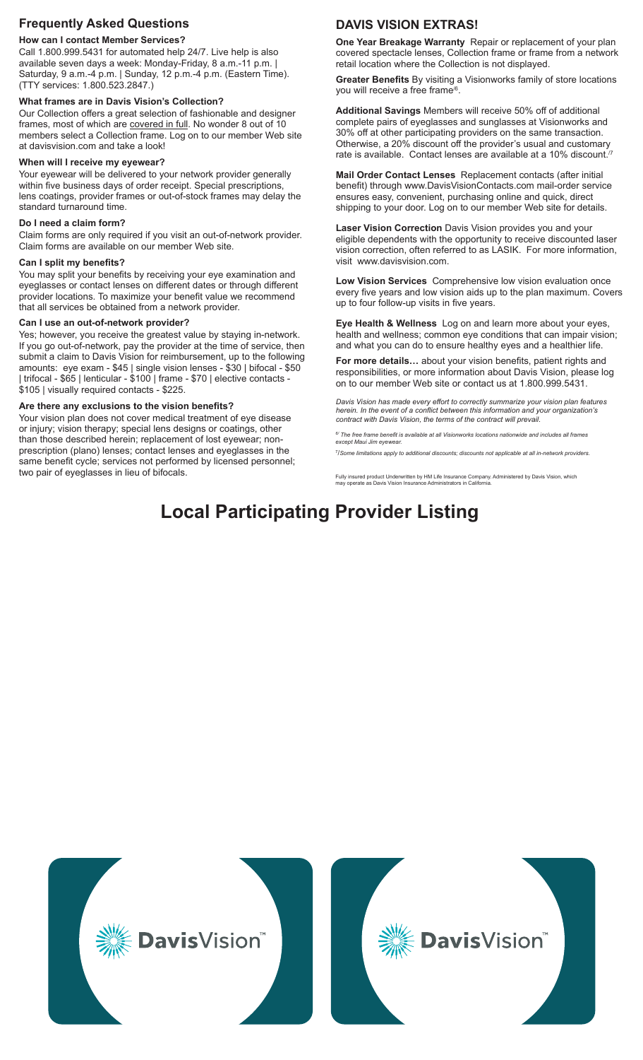## Frequently Asked Questions

### How can I contact Member Services?

Call 1.800.999.5431 for automated help 24/7. Live help is also available seven days a week: Monday-Friday, 8 a.m.-11 p.m. | Saturday, 9 a.m.-4 p.m. | Sunday, 12 p.m.-4 p.m. (Eastern Time). (TTY services: 1.800.523.2847.)

### What frames are in Davis Vision's Collection?

Our Collection offers a great selection of fashionable and designer frames, most of which are covered in full. No wonder 8 out of 10 members select a Collection frame. Log on to our member Web site at davisvision.com and take a look!

### When will I receive my eyewear?

Your eyewear will be delivered to your network provider generally within five business days of order receipt. Special prescriptions, lens coatings, provider frames or out-of-stock frames may delay the standard turnaround time.

### Do I need a claim form?

Claim forms are only required if you visit an out-of-network provider. Claim forms are available on our member Web site.

### Can I split my benefits?

You may split your benefits by receiving your eye examination and eyeglasses or contact lenses on different dates or through different provider locations. To maximize your benefit value we recommend that all services be obtained from a network provider.

### Can I use an out-of-network provider?

Yes; however, you receive the greatest value by staying in-network. If you go out-of-network, pay the provider at the time of service, then submit a claim to Davis Vision for reimbursement, up to the following amounts: eye exam - $45 | single vision lenses - $30 | bifocal - $50 | trifocal - $65 | lenticular - $100 | frame - $70 | elective contacts - $105 | visually required contacts - $225.

### Are there any exclusions to the vision benefits?

Your vision plan does not cover medical treatment of eye disease or injury; vision therapy; special lens designs or coatings, other than those described herein; replacement of lost eyewear; non-prescription (plano) lenses; contact lenses and eyeglasses in the same benefit cycle; services not performed by licensed personnel; two pair of eyeglasses in lieu of bifocals.

## DAVIS VISION EXTRAS!

**One Year Breakage Warranty** Repair or replacement of your plan covered spectacle lenses, Collection frame or frame from a network retail location where the Collection is not displayed.

**Greater Benefits** By visiting a Visionworks family of store locations you will receive a free frame[/6].

**Additional Savings** Members will receive 50% off of additional complete pairs of eyeglasses and sunglasses at Visionworks and 30% off at other participating providers on the same transaction. Otherwise, a 20% discount off the provider's usual and customary rate is available. Contact lenses are available at a 10% discount.[/7]

**Mail Order Contact Lenses** Replacement contacts (after initial benefit) through www.DavisVisionContacts.com mail-order service ensures easy, convenient, purchasing online and quick, direct shipping to your door. Log on to our member Web site for details.

**Laser Vision Correction** Davis Vision provides you and your eligible dependents with the opportunity to receive discounted laser vision correction, often referred to as LASIK. For more information, visit www.davisvision.com.

**Low Vision Services** Comprehensive low vision evaluation once every five years and low vision aids up to the plan maximum. Covers up to four follow-up visits in five years.

**Eye Health & Wellness** Log on and learn more about your eyes, health and wellness; common eye conditions that can impair vision; and what you can do to ensure healthy eyes and a healthier life.

**For more details…** about your vision benefits, patient rights and responsibilities, or more information about Davis Vision, please log on to our member Web site or contact us at 1.800.999.5431.

*Davis Vision has made every effort to correctly summarize your vision plan features herein. In the event of a conflict between this information and your organization's contract with Davis Vision, the terms of the contract will prevail.*

*[6/] The free frame benefit is available at all Visionworks locations nationwide and includes all frames except Maui Jim eyewear.*

*[7/] Some limitations apply to additional discounts; discounts not applicable at all in-network providers.*

Fully insured product Underwritten by HM Life Insurance Company. Administered by Davis Vision, which may operate as Davis Vision Insurance Administrators in California.

# Local Participating Provider Listing

DavisVision™

DavisVision™